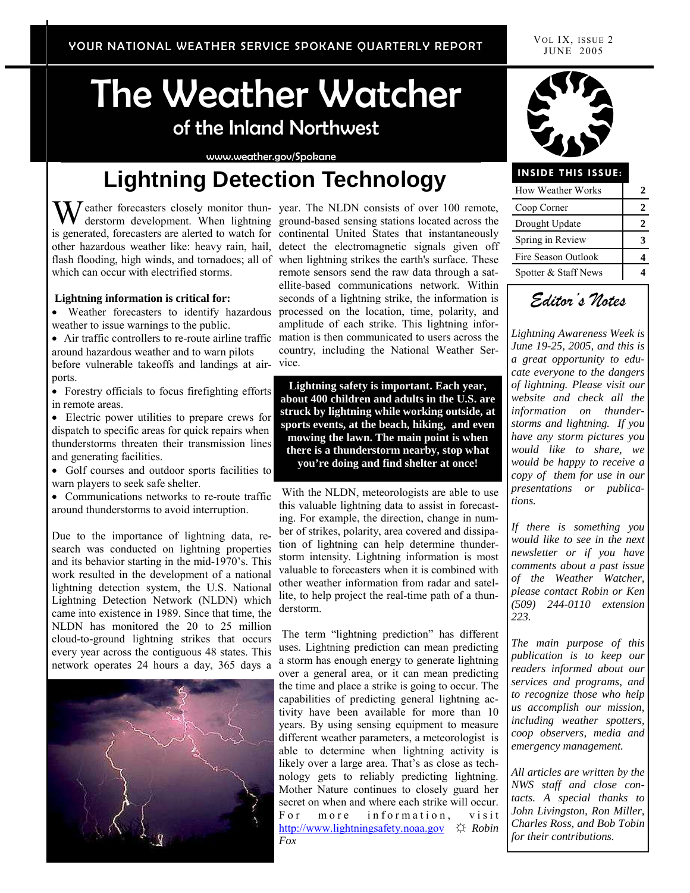YOUR NATIONAL WEATHER SERVICE SPOKANE QUARTERLY REPORT

VOL IX, ISSUE 2
JUNE 2005

# The Weather Watcher

## of the Inland Northwest

www.weather.gov/Spokane

## Lightning Detection Technology

Weather forecasters closely monitor thunderstorm development. When lightning is generated, forecasters are alerted to watch for other hazardous weather like: heavy rain, hail, flash flooding, high winds, and tornadoes; all of which can occur with electrified storms.

**Lightning information is critical for:**

- Weather forecasters to identify hazardous weather to issue warnings to the public.
- Air traffic controllers to re-route airline traffic around hazardous weather and to warn pilots before vulnerable takeoffs and landings at airports.
- Forestry officials to focus firefighting efforts in remote areas.
- Electric power utilities to prepare crews for dispatch to specific areas for quick repairs when thunderstorms threaten their transmission lines and generating facilities.
- Golf courses and outdoor sports facilities to warn players to seek safe shelter.
- Communications networks to re-route traffic around thunderstorms to avoid interruption.

Due to the importance of lightning data, research was conducted on lightning properties and its behavior starting in the mid-1970's. This work resulted in the development of a national lightning detection system, the U.S. National Lightning Detection Network (NLDN) which came into existence in 1989. Since that time, the NLDN has monitored the 20 to 25 million cloud-to-ground lightning strikes that occurs every year across the contiguous 48 states. This network operates 24 hours a day, 365 days a year. The NLDN consists of over 100 remote, ground-based sensing stations located across the continental United States that instantaneously detect the electromagnetic signals given off when lightning strikes the earth's surface. These remote sensors send the raw data through a satellite-based communications network. Within seconds of a lightning strike, the information is processed on the location, time, polarity, and amplitude of each strike. This lightning information is then communicated to users across the country, including the National Weather Service.

**Lightning safety is important. Each year, about 400 children and adults in the U.S. are struck by lightning while working outside, at sports events, at the beach, hiking, and even mowing the lawn. The main point is when there is a thunderstorm nearby, stop what you're doing and find shelter at once!**

With the NLDN, meteorologists are able to use this valuable lightning data to assist in forecasting. For example, the direction, change in number of strikes, polarity, area covered and dissipation of lightning can help determine thunderstorm intensity. Lightning information is most valuable to forecasters when it is combined with other weather information from radar and satellite, to help project the real-time path of a thunderstorm.

The term "lightning prediction" has different uses. Lightning prediction can mean predicting a storm has enough energy to generate lightning over a general area, or it can mean predicting the time and place a strike is going to occur. The capabilities of predicting general lightning activity have been available for more than 10 years. By using sensing equipment to measure different weather parameters, a meteorologist is able to determine when lightning activity is likely over a large area. That's as close as technology gets to reliably predicting lightning. Mother Nature continues to closely guard her secret on when and where each strike will occur. For more information, visit http://www.lightningsafety.noaa.gov ☼ *Robin Fox*

**INSIDE THIS ISSUE:**

| | |
|---|---|
| How Weather Works | 2 |
| Coop Corner | 2 |
| Drought Update | 2 |
| Spring in Review | 3 |
| Fire Season Outlook | 4 |
| Spotter & Staff News | 4 |

### *Editor's Notes*

*Lightning Awareness Week is June 19-25, 2005, and this is a great opportunity to educate everyone to the dangers of lightning. Please visit our website and check all the information on thunderstorms and lightning. If you have any storm pictures you would like to share, we would be happy to receive a copy of them for use in our presentations or publications.*

*If there is something you would like to see in the next newsletter or if you have comments about a past issue of the Weather Watcher, please contact Robin or Ken (509) 244-0110 extension 223.*

*The main purpose of this publication is to keep our readers informed about our services and programs, and to recognize those who help us accomplish our mission, including weather spotters, coop observers, media and emergency management.*

*All articles are written by the NWS staff and close contacts. A special thanks to John Livingston, Ron Miller, Charles Ross, and Bob Tobin for their contributions.*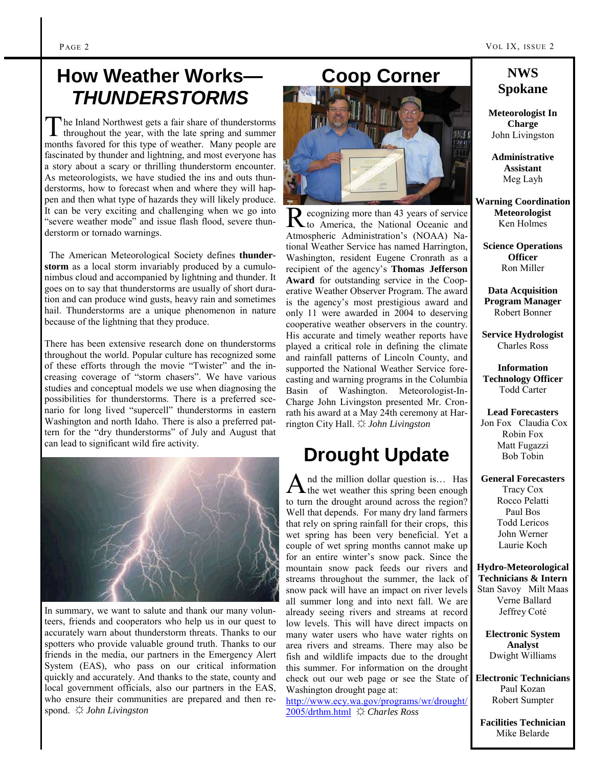# How Weather Works—*THUNDERSTORMS*

The Inland Northwest gets a fair share of thunderstorms throughout the year, with the late spring and summer months favored for this type of weather. Many people are fascinated by thunder and lightning, and most everyone has a story about a scary or thrilling thunderstorm encounter. As meteorologists, we have studied the ins and outs thunderstorms, how to forecast when and where they will happen and then what type of hazards they will likely produce. It can be very exciting and challenging when we go into "severe weather mode" and issue flash flood, severe thunderstorm or tornado warnings.

The American Meteorological Society defines **thunderstorm** as a local storm invariably produced by a cumulonimbus cloud and accompanied by lightning and thunder. It goes on to say that thunderstorms are usually of short duration and can produce wind gusts, heavy rain and sometimes hail. Thunderstorms are a unique phenomenon in nature because of the lightning that they produce.

There has been extensive research done on thunderstorms throughout the world. Popular culture has recognized some of these efforts through the movie "Twister" and the increasing coverage of "storm chasers". We have various studies and conceptual models we use when diagnosing the possibilities for thunderstorms. There is a preferred scenario for long lived "supercell" thunderstorms in eastern Washington and north Idaho. There is also a preferred pattern for the "dry thunderstorms" of July and August that can lead to significant wild fire activity.

In summary, we want to salute and thank our many volunteers, friends and cooperators who help us in our quest to accurately warn about thunderstorm threats. Thanks to our spotters who provide valuable ground truth. Thanks to our friends in the media, our partners in the Emergency Alert System (EAS), who pass on our critical information quickly and accurately. And thanks to the state, county and local government officials, also our partners in the EAS, who ensure their communities are prepared and then respond. ☼ *John Livingston*

# Coop Corner

Recognizing more than 43 years of service to America, the National Oceanic and Atmospheric Administration's (NOAA) National Weather Service has named Harrington, Washington, resident Eugene Cronrath as a recipient of the agency's **Thomas Jefferson Award** for outstanding service in the Cooperative Weather Observer Program. The award is the agency's most prestigious award and only 11 were awarded in 2004 to deserving cooperative weather observers in the country. His accurate and timely weather reports have played a critical role in defining the climate and rainfall patterns of Lincoln County, and supported the National Weather Service forecasting and warning programs in the Columbia Basin of Washington. Meteorologist-In-Charge John Livingston presented Mr. Cronrath his award at a May 24th ceremony at Harrington City Hall. ☼ *John Livingston*

# Drought Update

And the million dollar question is… Has the wet weather this spring been enough to turn the drought around across the region? Well that depends. For many dry land farmers that rely on spring rainfall for their crops, this wet spring has been very beneficial. Yet a couple of wet spring months cannot make up for an entire winter's snow pack. Since the mountain snow pack feeds our rivers and streams throughout the summer, the lack of snow pack will have an impact on river levels all summer long and into next fall. We are already seeing rivers and streams at record low levels. This will have direct impacts on many water users who have water rights on area rivers and streams. There may also be fish and wildlife impacts due to the drought this summer. For information on the drought check out our web page or see the State of Washington drought page at:

http://www.ecy.wa.gov/programs/wr/drought/2005/drthm.html ☼ *Charles Ross*

## NWS Spokane

**Meteorologist In Charge**
John Livingston

**Administrative Assistant**
Meg Layh

**Warning Coordination Meteorologist**
Ken Holmes

**Science Operations Officer**
Ron Miller

**Data Acquisition Program Manager**
Robert Bonner

**Service Hydrologist**
Charles Ross

**Information Technology Officer**
Todd Carter

**Lead Forecasters**
Jon Fox Claudia Cox
Robin Fox
Matt Fugazzi
Bob Tobin

**General Forecasters**
Tracy Cox
Rocco Pelatti
Paul Bos
Todd Lericos
John Werner
Laurie Koch

**Hydro-Meteorological Technicians & Intern**
Stan Savoy Milt Maas
Verne Ballard
Jeffrey Coté

**Electronic System Analyst**
Dwight Williams

**Electronic Technicians**
Paul Kozan
Robert Sumpter

**Facilities Technician**
Mike Belarde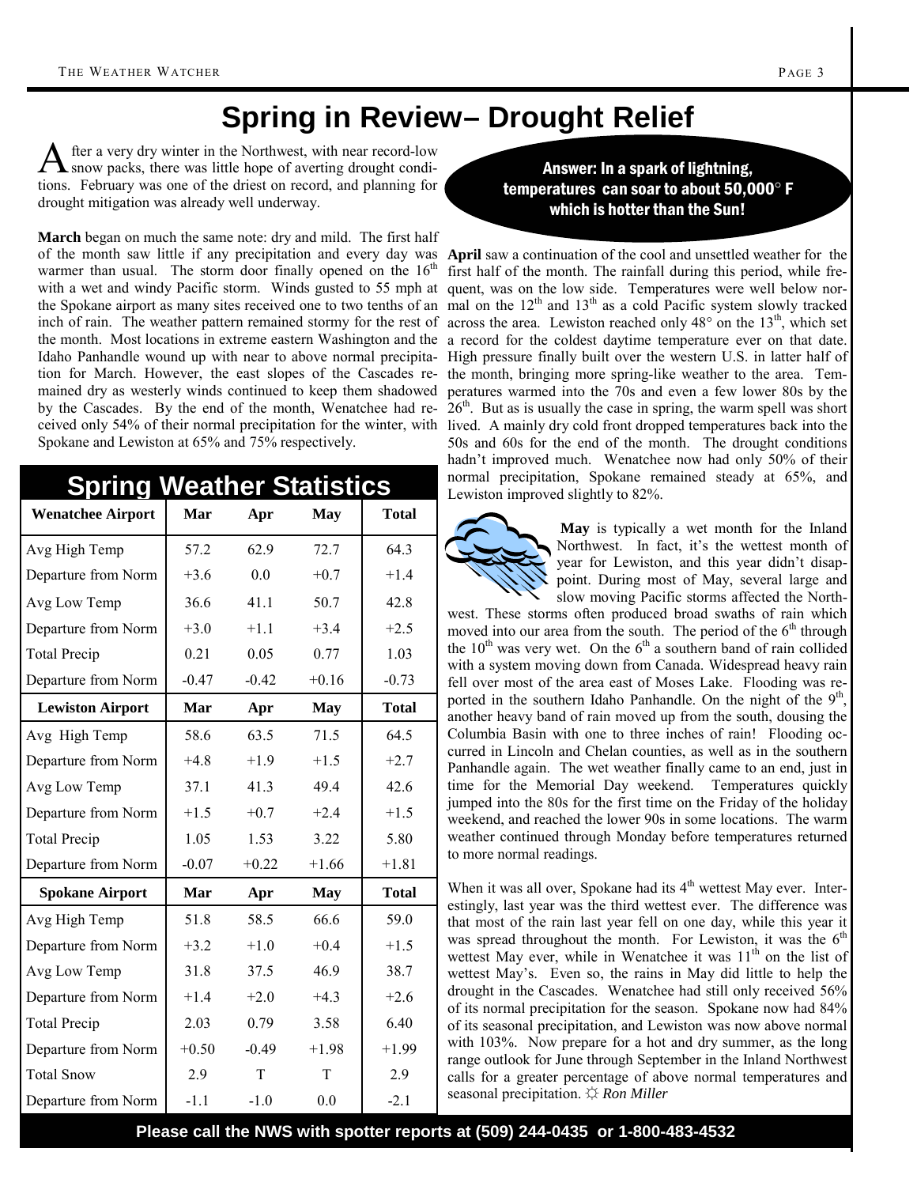# Spring in Review– Drought Relief

After a very dry winter in the Northwest, with near record-low snow packs, there was little hope of averting drought conditions. February was one of the driest on record, and planning for drought mitigation was already well underway.

**March** began on much the same note: dry and mild. The first half of the month saw little if any precipitation and every day was warmer than usual. The storm door finally opened on the 16th with a wet and windy Pacific storm. Winds gusted to 55 mph at the Spokane airport as many sites received one to two tenths of an inch of rain. The weather pattern remained stormy for the rest of the month. Most locations in extreme eastern Washington and the Idaho Panhandle wound up with near to above normal precipitation for March. However, the east slopes of the Cascades remained dry as westerly winds continued to keep them shadowed by the Cascades. By the end of the month, Wenatchee had received only 54% of their normal precipitation for the winter, with Spokane and Lewiston at 65% and 75% respectively.

## Spring Weather Statistics

| Wenatchee Airport | Mar | Apr | May | Total |
|---|---|---|---|---|
| Avg High Temp | 57.2 | 62.9 | 72.7 | 64.3 |
| Departure from Norm | +3.6 | 0.0 | +0.7 | +1.4 |
| Avg Low Temp | 36.6 | 41.1 | 50.7 | 42.8 |
| Departure from Norm | +3.0 | +1.1 | +3.4 | +2.5 |
| Total Precip | 0.21 | 0.05 | 0.77 | 1.03 |
| Departure from Norm | -0.47 | -0.42 | +0.16 | -0.73 |
| **Lewiston Airport** | **Mar** | **Apr** | **May** | **Total** |
| Avg High Temp | 58.6 | 63.5 | 71.5 | 64.5 |
| Departure from Norm | +4.8 | +1.9 | +1.5 | +2.7 |
| Avg Low Temp | 37.1 | 41.3 | 49.4 | 42.6 |
| Departure from Norm | +1.5 | +0.7 | +2.4 | +1.5 |
| Total Precip | 1.05 | 1.53 | 3.22 | 5.80 |
| Departure from Norm | -0.07 | +0.22 | +1.66 | +1.81 |
| **Spokane Airport** | **Mar** | **Apr** | **May** | **Total** |
| Avg High Temp | 51.8 | 58.5 | 66.6 | 59.0 |
| Departure from Norm | +3.2 | +1.0 | +0.4 | +1.5 |
| Avg Low Temp | 31.8 | 37.5 | 46.9 | 38.7 |
| Departure from Norm | +1.4 | +2.0 | +4.3 | +2.6 |
| Total Precip | 2.03 | 0.79 | 3.58 | 6.40 |
| Departure from Norm | +0.50 | -0.49 | +1.98 | +1.99 |
| Total Snow | 2.9 | T | T | 2.9 |
| Departure from Norm | -1.1 | -1.0 | 0.0 | -2.1 |

**Answer: In a spark of lightning, temperatures can soar to about 50,000° F which is hotter than the Sun!**

**April** saw a continuation of the cool and unsettled weather for the first half of the month. The rainfall during this period, while frequent, was on the low side. Temperatures were well below normal on the 12th and 13th as a cold Pacific system slowly tracked across the area. Lewiston reached only 48° on the 13th, which set a record for the coldest daytime temperature ever on that date. High pressure finally built over the western U.S. in latter half of the month, bringing more spring-like weather to the area. Temperatures warmed into the 70s and even a few lower 80s by the 26th. But as is usually the case in spring, the warm spell was short lived. A mainly dry cold front dropped temperatures back into the 50s and 60s for the end of the month. The drought conditions hadn't improved much. Wenatchee now had only 50% of their normal precipitation, Spokane remained steady at 65%, and Lewiston improved slightly to 82%.

**May** is typically a wet month for the Inland Northwest. In fact, it's the wettest month of year for Lewiston, and this year didn't disappoint. During most of May, several large and slow moving Pacific storms affected the Northwest. These storms often produced broad swaths of rain which moved into our area from the south. The period of the 6th through the 10th was very wet. On the 6th a southern band of rain collided with a system moving down from Canada. Widespread heavy rain fell over most of the area east of Moses Lake. Flooding was reported in the southern Idaho Panhandle. On the night of the 9th, another heavy band of rain moved up from the south, dousing the Columbia Basin with one to three inches of rain! Flooding occurred in Lincoln and Chelan counties, as well as in the southern Panhandle again. The wet weather finally came to an end, just in time for the Memorial Day weekend. Temperatures quickly jumped into the 80s for the first time on the Friday of the holiday weekend, and reached the lower 90s in some locations. The warm weather continued through Monday before temperatures returned to more normal readings.

When it was all over, Spokane had its 4th wettest May ever. Interestingly, last year was the third wettest ever. The difference was that most of the rain last year fell on one day, while this year it was spread throughout the month. For Lewiston, it was the 6th wettest May ever, while in Wenatchee it was 11th on the list of wettest May's. Even so, the rains in May did little to help the drought in the Cascades. Wenatchee had still only received 56% of its normal precipitation for the season. Spokane now had 84% of its seasonal precipitation, and Lewiston was now above normal with 103%. Now prepare for a hot and dry summer, as the long range outlook for June through September in the Inland Northwest calls for a greater percentage of above normal temperatures and seasonal precipitation. ☼ *Ron Miller*

**Please call the NWS with spotter reports at (509) 244-0435 or 1-800-483-4532**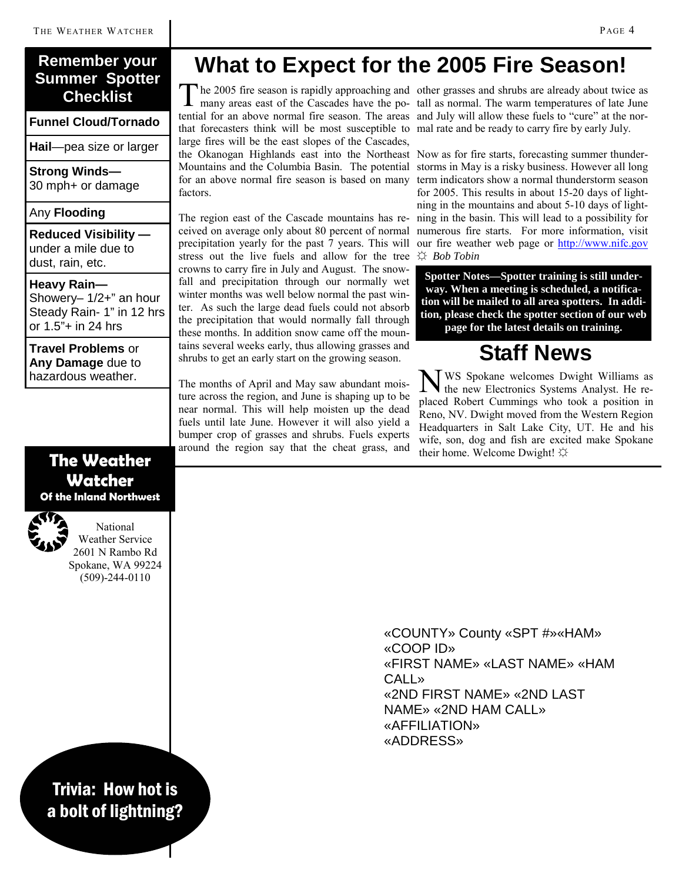## Remember your Summer Spotter Checklist

**Funnel Cloud/Tornado**

**Hail**—pea size or larger

**Strong Winds—**
30 mph+ or damage

Any **Flooding**

**Reduced Visibility —**
under a mile due to dust, rain, etc.

**Heavy Rain—**
Showery– 1/2+" an hour
Steady Rain- 1" in 12 hrs or 1.5"+ in 24 hrs

**Travel Problems** or **Any Damage** due to hazardous weather.

# What to Expect for the 2005 Fire Season!

The 2005 fire season is rapidly approaching and many areas east of the Cascades have the potential for an above normal fire season. The areas that forecasters think will be most susceptible to large fires will be the east slopes of the Cascades, the Okanogan Highlands east into the Northeast Mountains and the Columbia Basin. The potential for an above normal fire season is based on many factors.

The region east of the Cascade mountains has received on average only about 80 percent of normal precipitation yearly for the past 7 years. This will stress out the live fuels and allow for the tree crowns to carry fire in July and August. The snowfall and precipitation through our normally wet winter months was well below normal the past winter. As such the large dead fuels could not absorb the precipitation that would normally fall through these months. In addition snow came off the mountains several weeks early, thus allowing grasses and shrubs to get an early start on the growing season.

The months of April and May saw abundant moisture across the region, and June is shaping up to be near normal. This will help moisten up the dead fuels until late June. However it will also yield a bumper crop of grasses and shrubs. Fuels experts around the region say that the cheat grass, and other grasses and shrubs are already about twice as tall as normal. The warm temperatures of late June and July will allow these fuels to "cure" at the normal rate and be ready to carry fire by early July.

Now as for fire starts, forecasting summer thunderstorms in May is a risky business. However all long term indicators show a normal thunderstorm season for 2005. This results in about 15-20 days of lightning in the mountains and about 5-10 days of lightning in the basin. This will lead to a possibility for numerous fire starts. For more information, visit our fire weather web page or http://www.nifc.gov ☼ *Bob Tobin*

**Spotter Notes—Spotter training is still underway. When a meeting is scheduled, a notification will be mailed to all area spotters. In addition, please check the spotter section of our web page for the latest details on training.**

# Staff News

NWS Spokane welcomes Dwight Williams as the new Electronics Systems Analyst. He replaced Robert Cummings who took a position in Reno, NV. Dwight moved from the Western Region Headquarters in Salt Lake City, UT. He and his wife, son, dog and fish are excited make Spokane their home. Welcome Dwight! ☼

**The Weather Watcher**
**Of the Inland Northwest**

National Weather Service
2601 N Rambo Rd
Spokane, WA 99224
(509)-244-0110

«COUNTY» County «SPT #»«HAM»
«COOP ID»
«FIRST NAME» «LAST NAME» «HAM CALL»
«2ND FIRST NAME» «2ND LAST NAME» «2ND HAM CALL»
«AFFILIATION»
«ADDRESS»

**Trivia: How hot is a bolt of lightning?**